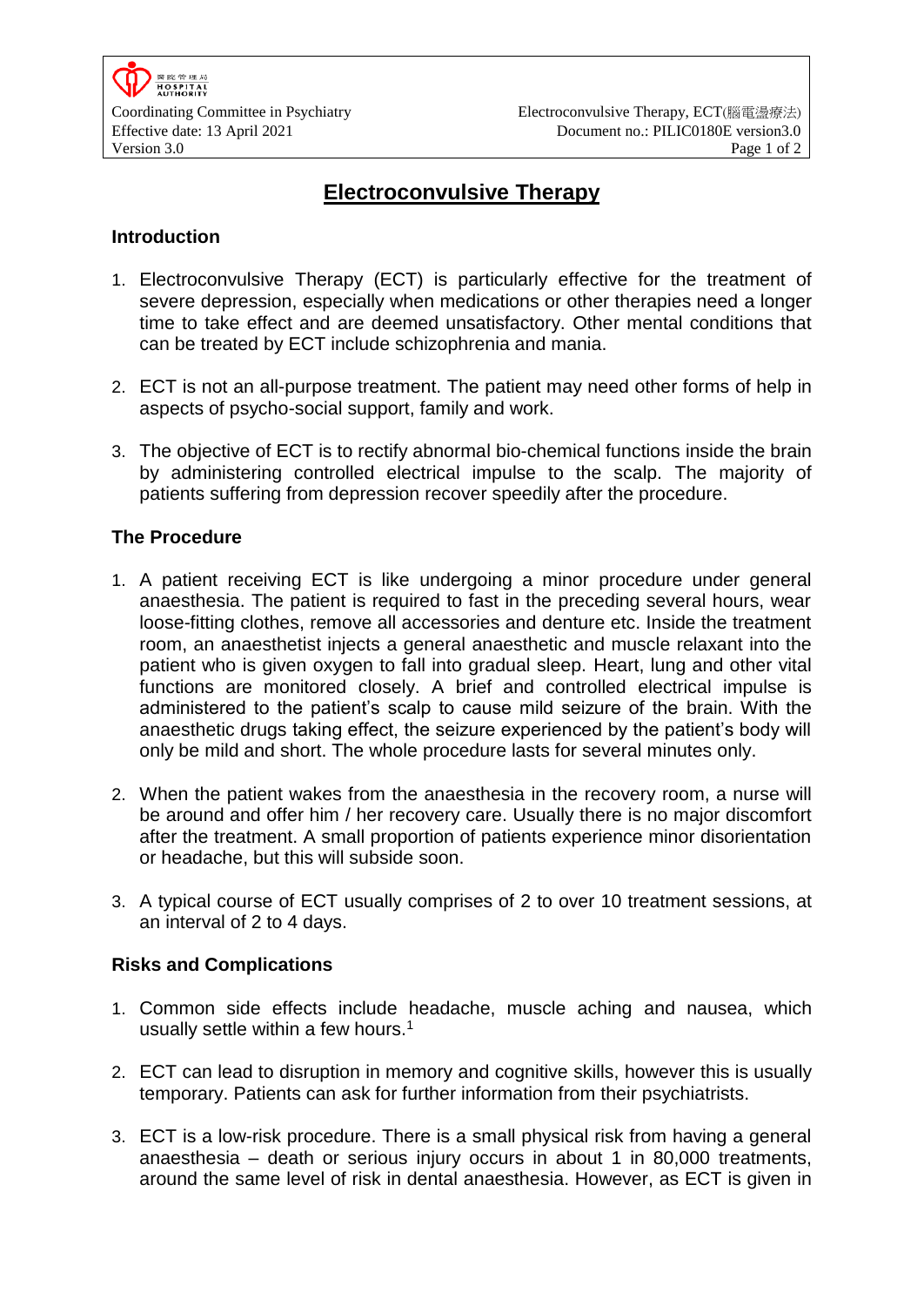# Electroconvulsive Therapy

## Introduction

1. Electroconvulsive Therapy (ECT) is particularly effective for the treatment of severe depression, especially when medications or other therapies need a longer time to take effect and are deemed unsatisfactory. Other mental conditions that can be treated by ECT include schizophrenia and mania.
2. ECT is not an all-purpose treatment. The patient may need other forms of help in aspects of psycho-social support, family and work.
3. The objective of ECT is to rectify abnormal bio-chemical functions inside the brain by administering controlled electrical impulse to the scalp. The majority of patients suffering from depression recover speedily after the procedure.

## The Procedure

1. A patient receiving ECT is like undergoing a minor procedure under general anaesthesia. The patient is required to fast in the preceding several hours, wear loose-fitting clothes, remove all accessories and denture etc. Inside the treatment room, an anaesthetist injects a general anaesthetic and muscle relaxant into the patient who is given oxygen to fall into gradual sleep. Heart, lung and other vital functions are monitored closely. A brief and controlled electrical impulse is administered to the patient's scalp to cause mild seizure of the brain. With the anaesthetic drugs taking effect, the seizure experienced by the patient's body will only be mild and short. The whole procedure lasts for several minutes only.
2. When the patient wakes from the anaesthesia in the recovery room, a nurse will be around and offer him / her recovery care. Usually there is no major discomfort after the treatment. A small proportion of patients experience minor disorientation or headache, but this will subside soon.
3. A typical course of ECT usually comprises of 2 to over 10 treatment sessions, at an interval of 2 to 4 days.

## Risks and Complications

1. Common side effects include headache, muscle aching and nausea, which usually settle within a few hours.[1]
2. ECT can lead to disruption in memory and cognitive skills, however this is usually temporary. Patients can ask for further information from their psychiatrists.
3. ECT is a low-risk procedure. There is a small physical risk from having a general anaesthesia – death or serious injury occurs in about 1 in 80,000 treatments, around the same level of risk in dental anaesthesia. However, as ECT is given in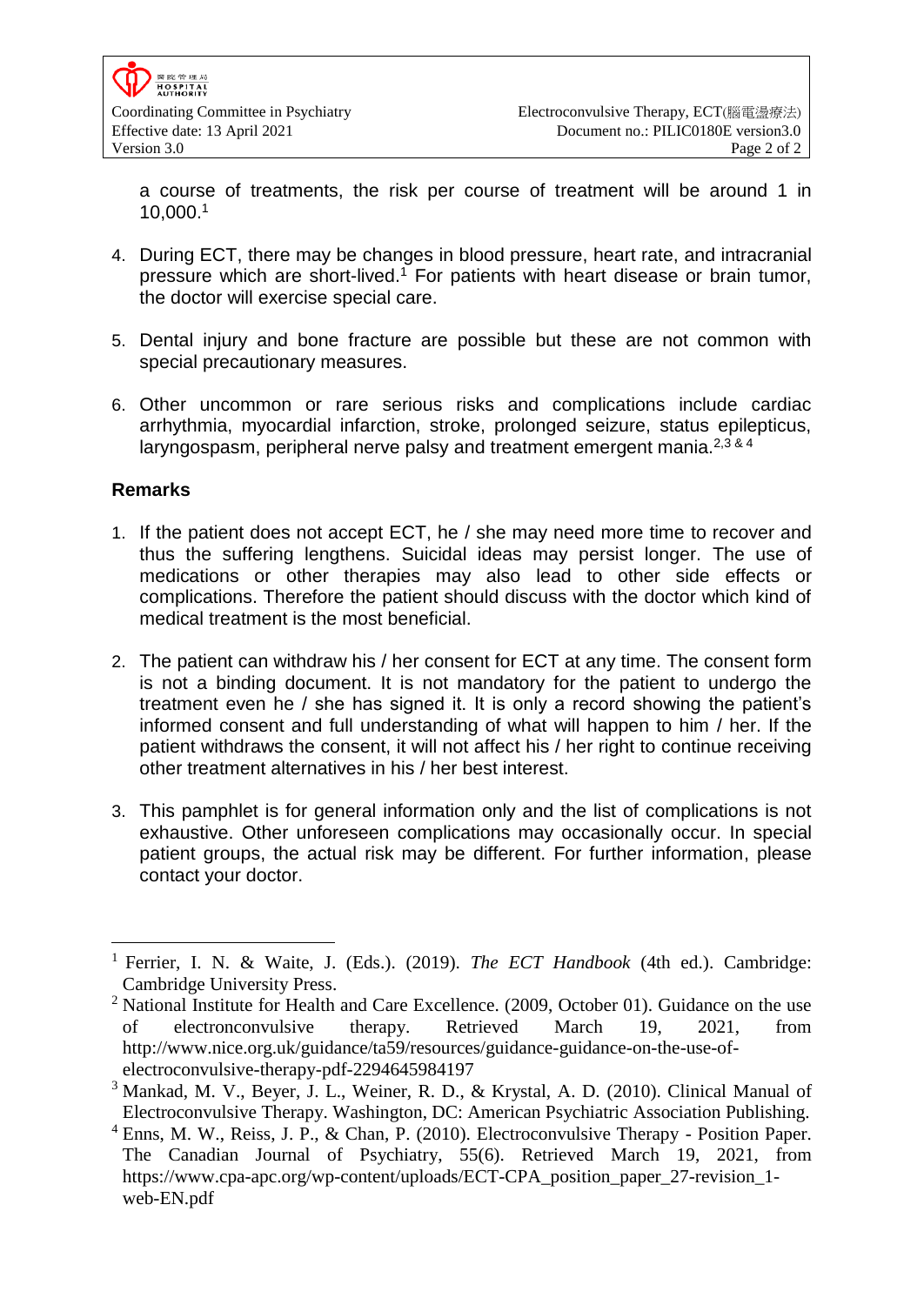a course of treatments, the risk per course of treatment will be around 1 in 10,000.[1]

4. During ECT, there may be changes in blood pressure, heart rate, and intracranial pressure which are short-lived.[1] For patients with heart disease or brain tumor, the doctor will exercise special care.

5. Dental injury and bone fracture are possible but these are not common with special precautionary measures.

6. Other uncommon or rare serious risks and complications include cardiac arrhythmia, myocardial infarction, stroke, prolonged seizure, status epilepticus, laryngospasm, peripheral nerve palsy and treatment emergent mania.[2,3 & 4]

## Remarks

1. If the patient does not accept ECT, he / she may need more time to recover and thus the suffering lengthens. Suicidal ideas may persist longer. The use of medications or other therapies may also lead to other side effects or complications. Therefore the patient should discuss with the doctor which kind of medical treatment is the most beneficial.

2. The patient can withdraw his / her consent for ECT at any time. The consent form is not a binding document. It is not mandatory for the patient to undergo the treatment even he / she has signed it. It is only a record showing the patient's informed consent and full understanding of what will happen to him / her. If the patient withdraws the consent, it will not affect his / her right to continue receiving other treatment alternatives in his / her best interest.

3. This pamphlet is for general information only and the list of complications is not exhaustive. Other unforeseen complications may occasionally occur. In special patient groups, the actual risk may be different. For further information, please contact your doctor.

---

[1] Ferrier, I. N. & Waite, J. (Eds.). (2019). *The ECT Handbook* (4th ed.). Cambridge: Cambridge University Press.

[2] National Institute for Health and Care Excellence. (2009, October 01). Guidance on the use of electronconvulsive therapy. Retrieved March 19, 2021, from http://www.nice.org.uk/guidance/ta59/resources/guidance-guidance-on-the-use-of-electroconvulsive-therapy-pdf-2294645984197

[3] Mankad, M. V., Beyer, J. L., Weiner, R. D., & Krystal, A. D. (2010). Clinical Manual of Electroconvulsive Therapy. Washington, DC: American Psychiatric Association Publishing.

[4] Enns, M. W., Reiss, J. P., & Chan, P. (2010). Electroconvulsive Therapy - Position Paper. The Canadian Journal of Psychiatry, 55(6). Retrieved March 19, 2021, from https://www.cpa-apc.org/wp-content/uploads/ECT-CPA_position_paper_27-revision_1-web-EN.pdf